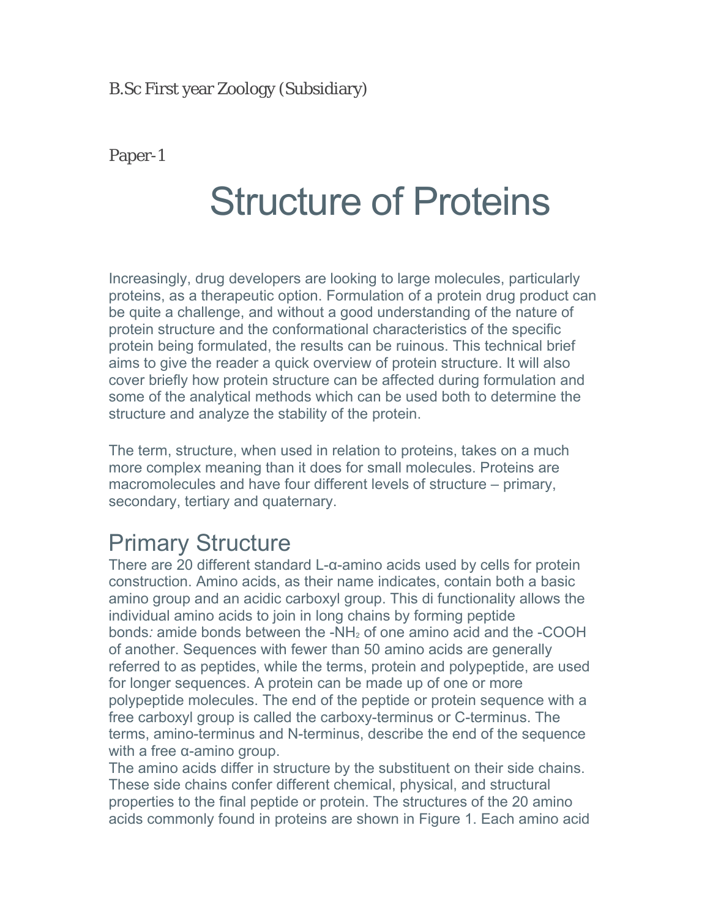B.Sc First year Zoology (Subsidiary)

Paper-1

# Structure of Proteins

Increasingly, drug developers are looking to large molecules, particularly proteins, as a therapeutic option. Formulation of a protein drug product can be quite a challenge, and without a good understanding of the nature of protein structure and the conformational characteristics of the specific protein being formulated, the results can be ruinous. This technical brief aims to give the reader a quick overview of protein structure. It will also cover briefly how protein structure can be affected during formulation and some of the analytical methods which can be used both to determine the structure and analyze the stability of the protein.

The term, structure, when used in relation to proteins, takes on a much more complex meaning than it does for small molecules. Proteins are macromolecules and have four different levels of structure – primary, secondary, tertiary and quaternary.

## Primary Structure

There are 20 different standard L-α-amino acids used by cells for protein construction. Amino acids, as their name indicates, contain both a basic amino group and an acidic carboxyl group. This di functionality allows the individual amino acids to join in long chains by forming peptide bonds*:* amide bonds between the $-NH_2$ of one amino acid and the -COOH of another. Sequences with fewer than 50 amino acids are generally referred to as peptides, while the terms, protein and polypeptide, are used for longer sequences. A protein can be made up of one or more polypeptide molecules. The end of the peptide or protein sequence with a free carboxyl group is called the carboxy-terminus or C-terminus. The terms, amino-terminus and N-terminus, describe the end of the sequence with a free α-amino group.

The amino acids differ in structure by the substituent on their side chains. These side chains confer different chemical, physical, and structural properties to the final peptide or protein. The structures of the 20 amino acids commonly found in proteins are shown in Figure 1. Each amino acid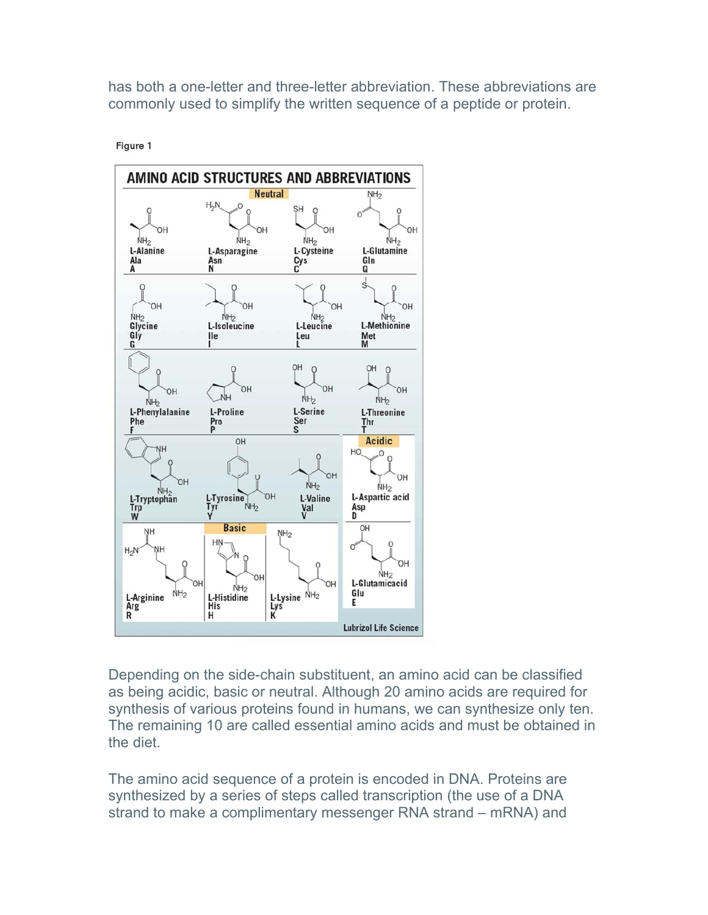has both a one-letter and three-letter abbreviation. These abbreviations are commonly used to simplify the written sequence of a peptide or protein.

Figure 1

AMINO ACID STRUCTURES AND ABBREVIATIONS

Neutral

L-Alanine Ala A

L-Asparagine Asn N

L-Cysteine Cys C

L-Glutamine Gln Q

Glycine Gly G

L-Isoleucine Ile I

L-Leucine Leu L

L-Methionine Met M

L-Phenylalanine Phe F

L-Proline Pro P

L-Serine Ser S

L-Threonine Thr T

L-Tryptophan Trp W

L-Tyrosine Tyr Y

L-Valine Val V

Acidic

L-Aspartic acid Asp D

L-Glutamicacid Glu E

Basic

L-Arginine Arg R

L-Histidine His H

L-Lysine Lys K

Lubrizol Life Science

Depending on the side-chain substituent, an amino acid can be classified as being acidic, basic or neutral. Although 20 amino acids are required for synthesis of various proteins found in humans, we can synthesize only ten. The remaining 10 are called essential amino acids and must be obtained in the diet.

The amino acid sequence of a protein is encoded in DNA. Proteins are synthesized by a series of steps called transcription (the use of a DNA strand to make a complimentary messenger RNA strand – mRNA) and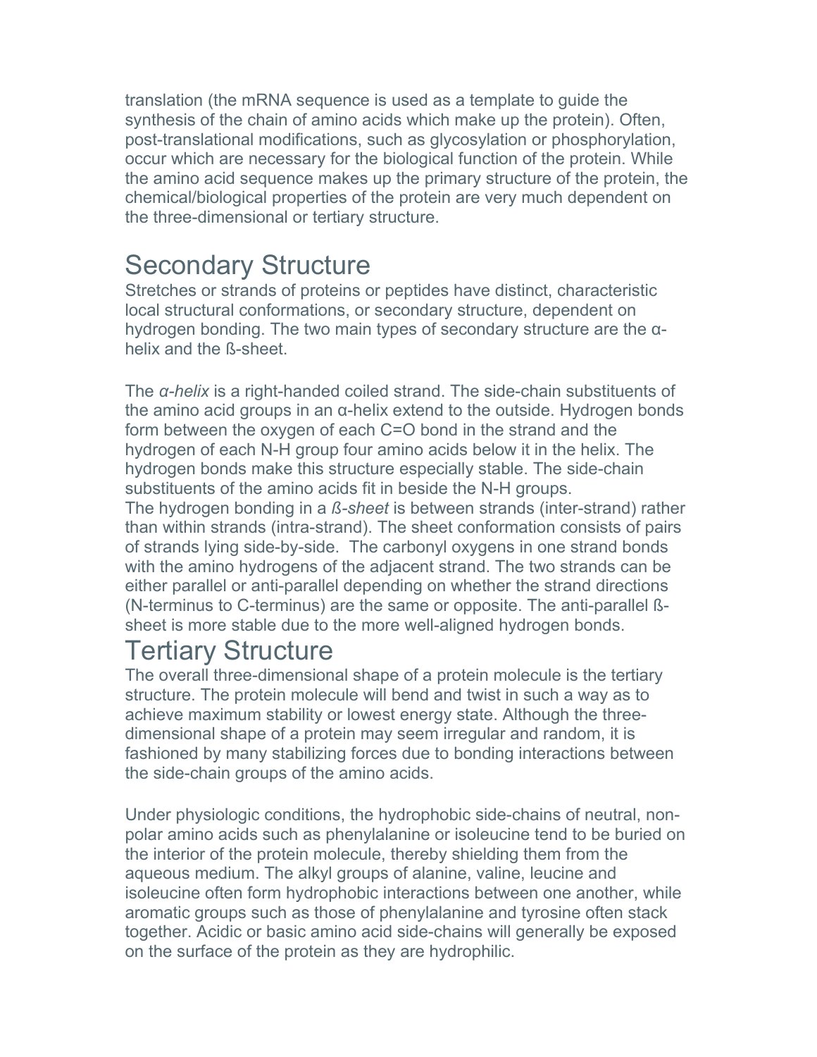translation (the mRNA sequence is used as a template to guide the synthesis of the chain of amino acids which make up the protein). Often, post-translational modifications, such as glycosylation or phosphorylation, occur which are necessary for the biological function of the protein. While the amino acid sequence makes up the primary structure of the protein, the chemical/biological properties of the protein are very much dependent on the three-dimensional or tertiary structure.

## Secondary Structure

Stretches or strands of proteins or peptides have distinct, characteristic local structural conformations, or secondary structure, dependent on hydrogen bonding. The two main types of secondary structure are the α-helix and the ß-sheet.

The *α-helix* is a right-handed coiled strand. The side-chain substituents of the amino acid groups in an α-helix extend to the outside. Hydrogen bonds form between the oxygen of each C=O bond in the strand and the hydrogen of each N-H group four amino acids below it in the helix. The hydrogen bonds make this structure especially stable. The side-chain substituents of the amino acids fit in beside the N-H groups.
The hydrogen bonding in a *ß-sheet* is between strands (inter-strand) rather than within strands (intra-strand). The sheet conformation consists of pairs of strands lying side-by-side. The carbonyl oxygens in one strand bonds with the amino hydrogens of the adjacent strand. The two strands can be either parallel or anti-parallel depending on whether the strand directions (N-terminus to C-terminus) are the same or opposite. The anti-parallel ß-sheet is more stable due to the more well-aligned hydrogen bonds.

## Tertiary Structure

The overall three-dimensional shape of a protein molecule is the tertiary structure. The protein molecule will bend and twist in such a way as to achieve maximum stability or lowest energy state. Although the three-dimensional shape of a protein may seem irregular and random, it is fashioned by many stabilizing forces due to bonding interactions between the side-chain groups of the amino acids.

Under physiologic conditions, the hydrophobic side-chains of neutral, non-polar amino acids such as phenylalanine or isoleucine tend to be buried on the interior of the protein molecule, thereby shielding them from the aqueous medium. The alkyl groups of alanine, valine, leucine and isoleucine often form hydrophobic interactions between one another, while aromatic groups such as those of phenylalanine and tyrosine often stack together. Acidic or basic amino acid side-chains will generally be exposed on the surface of the protein as they are hydrophilic.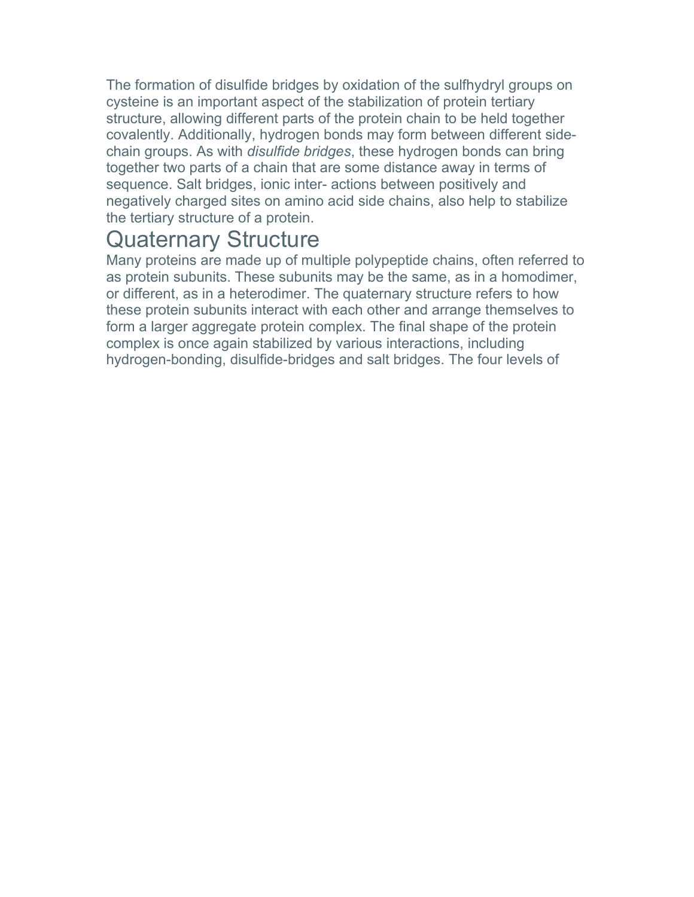The formation of disulfide bridges by oxidation of the sulfhydryl groups on cysteine is an important aspect of the stabilization of protein tertiary structure, allowing different parts of the protein chain to be held together covalently. Additionally, hydrogen bonds may form between different side-chain groups. As with *disulfide bridges*, these hydrogen bonds can bring together two parts of a chain that are some distance away in terms of sequence. Salt bridges, ionic inter- actions between positively and negatively charged sites on amino acid side chains, also help to stabilize the tertiary structure of a protein.

## Quaternary Structure

Many proteins are made up of multiple polypeptide chains, often referred to as protein subunits. These subunits may be the same, as in a homodimer, or different, as in a heterodimer. The quaternary structure refers to how these protein subunits interact with each other and arrange themselves to form a larger aggregate protein complex. The final shape of the protein complex is once again stabilized by various interactions, including hydrogen-bonding, disulfide-bridges and salt bridges. The four levels of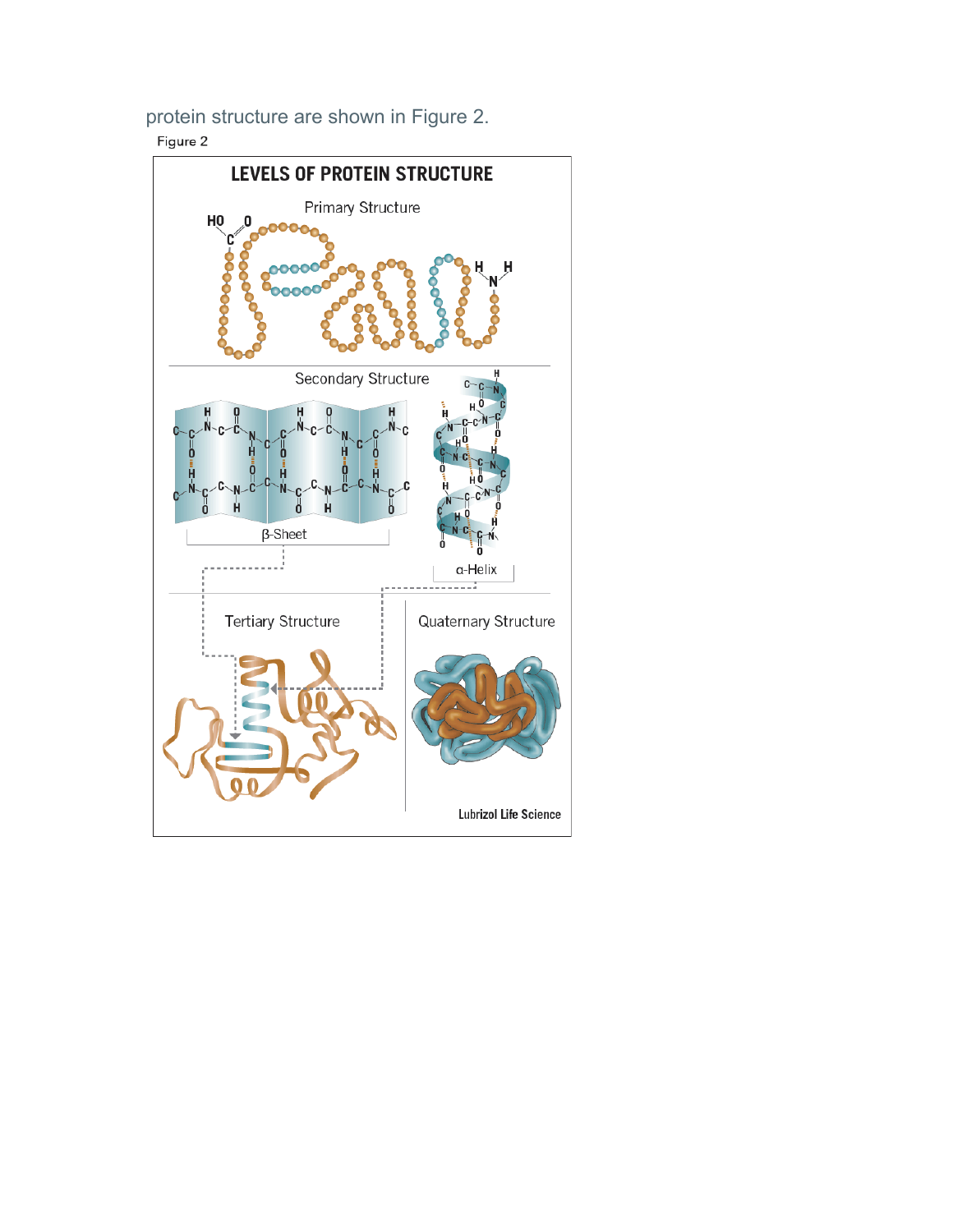protein structure are shown in Figure 2.

Figure 2

LEVELS OF PROTEIN STRUCTURE

Primary Structure

Secondary Structure

β-Sheet

α-Helix

Tertiary Structure

Quaternary Structure

Lubrizol Life Science